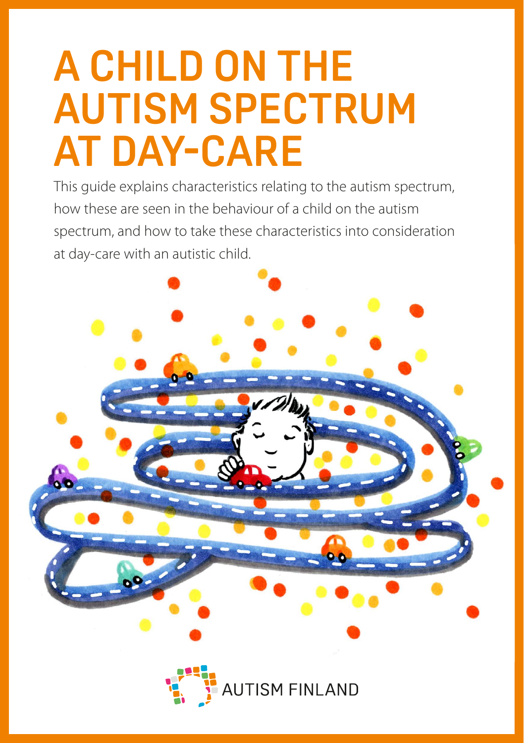# A CHILD ON THE AUTISM SPECTRUM AT DAY-CARE

This guide explains characteristics relating to the autism spectrum, how these are seen in the behaviour of a child on the autism spectrum, and how to take these characteristics into consideration at day-care with an autistic child.

AUTISM FINLAND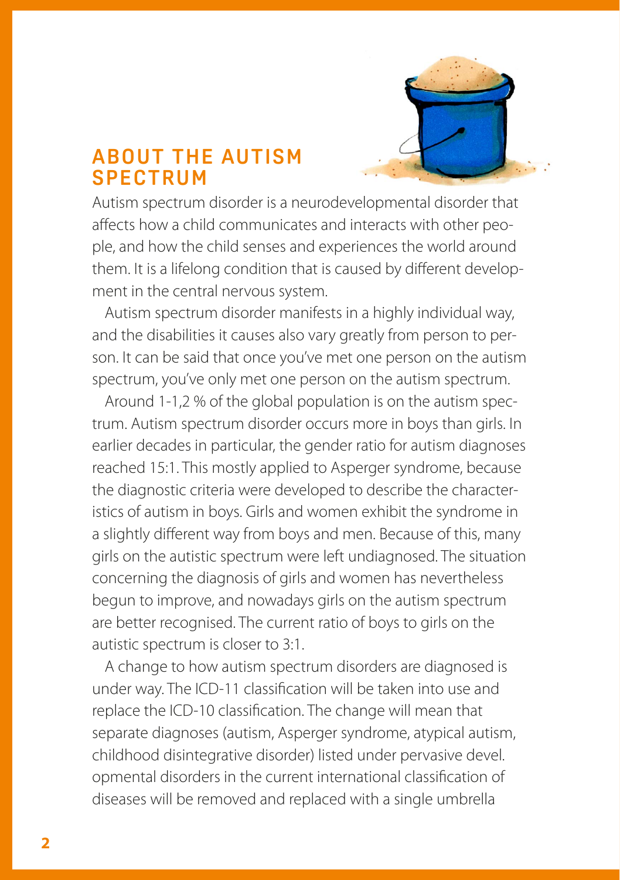## ABOUT THE AUTISM SPECTRUM

Autism spectrum disorder is a neurodevelopmental disorder that affects how a child communicates and interacts with other people, and how the child senses and experiences the world around them. It is a lifelong condition that is caused by different development in the central nervous system.

Autism spectrum disorder manifests in a highly individual way, and the disabilities it causes also vary greatly from person to person. It can be said that once you've met one person on the autism spectrum, you've only met one person on the autism spectrum.

Around 1-1,2 % of the global population is on the autism spectrum. Autism spectrum disorder occurs more in boys than girls. In earlier decades in particular, the gender ratio for autism diagnoses reached 15:1. This mostly applied to Asperger syndrome, because the diagnostic criteria were developed to describe the characteristics of autism in boys. Girls and women exhibit the syndrome in a slightly different way from boys and men. Because of this, many girls on the autistic spectrum were left undiagnosed. The situation concerning the diagnosis of girls and women has nevertheless begun to improve, and nowadays girls on the autism spectrum are better recognised. The current ratio of boys to girls on the autistic spectrum is closer to 3:1.

A change to how autism spectrum disorders are diagnosed is under way. The ICD-11 classification will be taken into use and replace the ICD-10 classification. The change will mean that separate diagnoses (autism, Asperger syndrome, atypical autism, childhood disintegrative disorder) listed under pervasive devel. opmental disorders in the current international classification of diseases will be removed and replaced with a single umbrella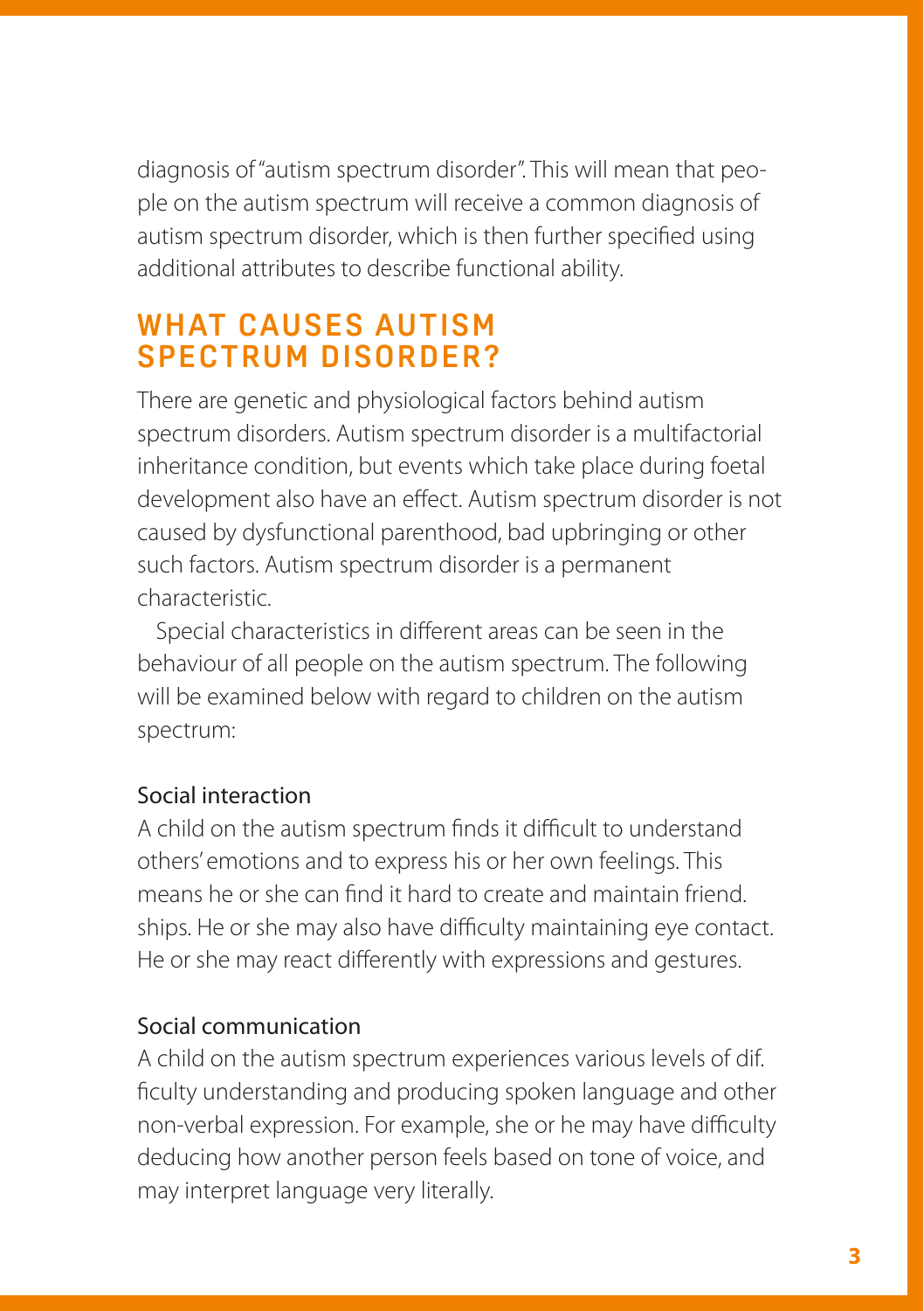diagnosis of "autism spectrum disorder". This will mean that people on the autism spectrum will receive a common diagnosis of autism spectrum disorder, which is then further specified using additional attributes to describe functional ability.

## WHAT CAUSES AUTISM SPECTRUM DISORDER?

There are genetic and physiological factors behind autism spectrum disorders. Autism spectrum disorder is a multifactorial inheritance condition, but events which take place during foetal development also have an effect. Autism spectrum disorder is not caused by dysfunctional parenthood, bad upbringing or other such factors. Autism spectrum disorder is a permanent characteristic.

Special characteristics in different areas can be seen in the behaviour of all people on the autism spectrum. The following will be examined below with regard to children on the autism spectrum:

### Social interaction

A child on the autism spectrum finds it difficult to understand others' emotions and to express his or her own feelings. This means he or she can find it hard to create and maintain friendships. He or she may also have difficulty maintaining eye contact. He or she may react differently with expressions and gestures.

### Social communication

A child on the autism spectrum experiences various levels of difficulty understanding and producing spoken language and other non-verbal expression. For example, she or he may have difficulty deducing how another person feels based on tone of voice, and may interpret language very literally.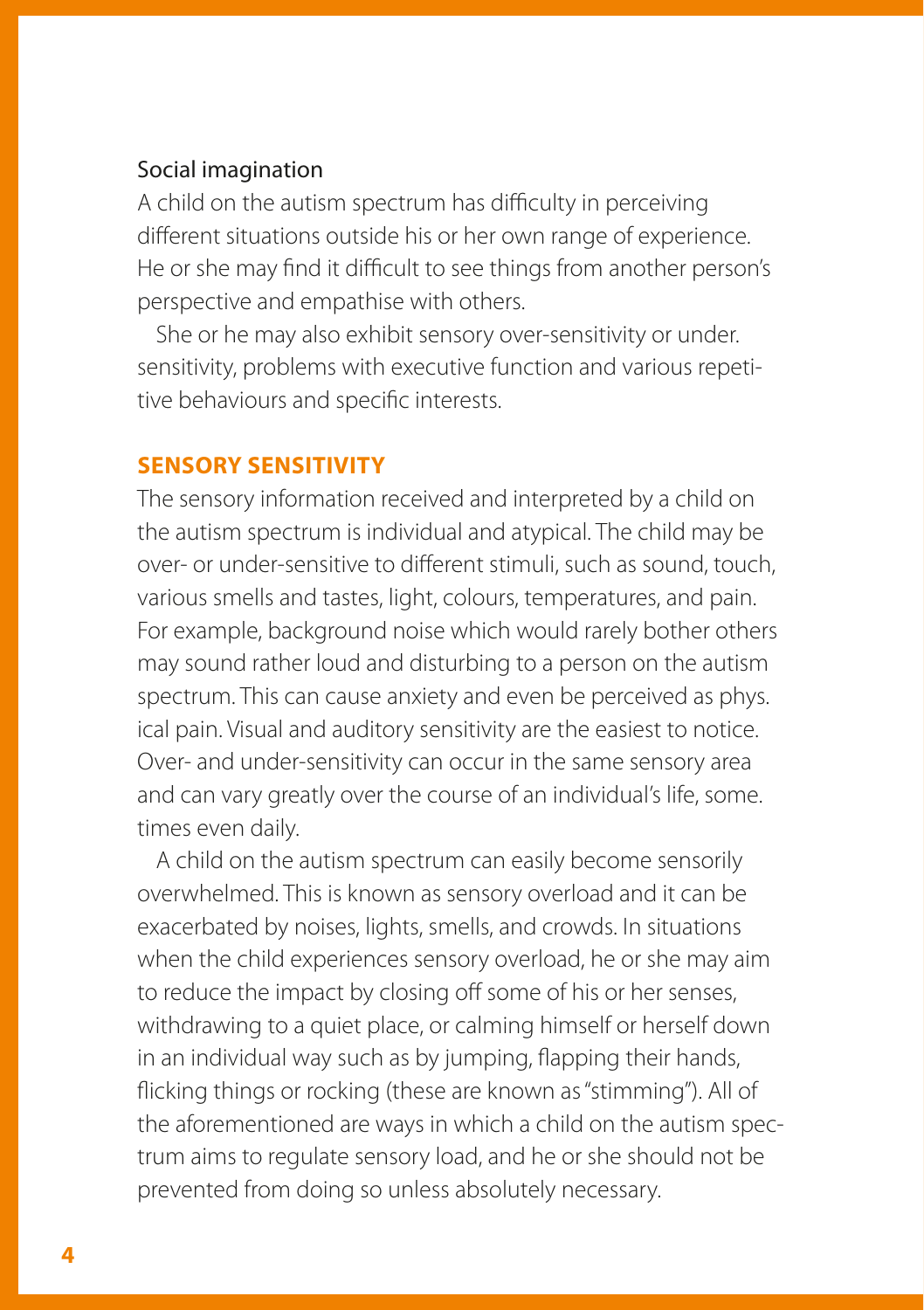Social imagination

A child on the autism spectrum has difficulty in perceiving different situations outside his or her own range of experience. He or she may find it difficult to see things from another person's perspective and empathise with others.

She or he may also exhibit sensory over-sensitivity or under. sensitivity, problems with executive function and various repetitive behaviours and specific interests.

## SENSORY SENSITIVITY

The sensory information received and interpreted by a child on the autism spectrum is individual and atypical. The child may be over- or under-sensitive to different stimuli, such as sound, touch, various smells and tastes, light, colours, temperatures, and pain. For example, background noise which would rarely bother others may sound rather loud and disturbing to a person on the autism spectrum. This can cause anxiety and even be perceived as phys. ical pain. Visual and auditory sensitivity are the easiest to notice. Over- and under-sensitivity can occur in the same sensory area and can vary greatly over the course of an individual's life, some. times even daily.

A child on the autism spectrum can easily become sensorily overwhelmed. This is known as sensory overload and it can be exacerbated by noises, lights, smells, and crowds. In situations when the child experiences sensory overload, he or she may aim to reduce the impact by closing off some of his or her senses, withdrawing to a quiet place, or calming himself or herself down in an individual way such as by jumping, flapping their hands, flicking things or rocking (these are known as "stimming"). All of the aforementioned are ways in which a child on the autism spectrum aims to regulate sensory load, and he or she should not be prevented from doing so unless absolutely necessary.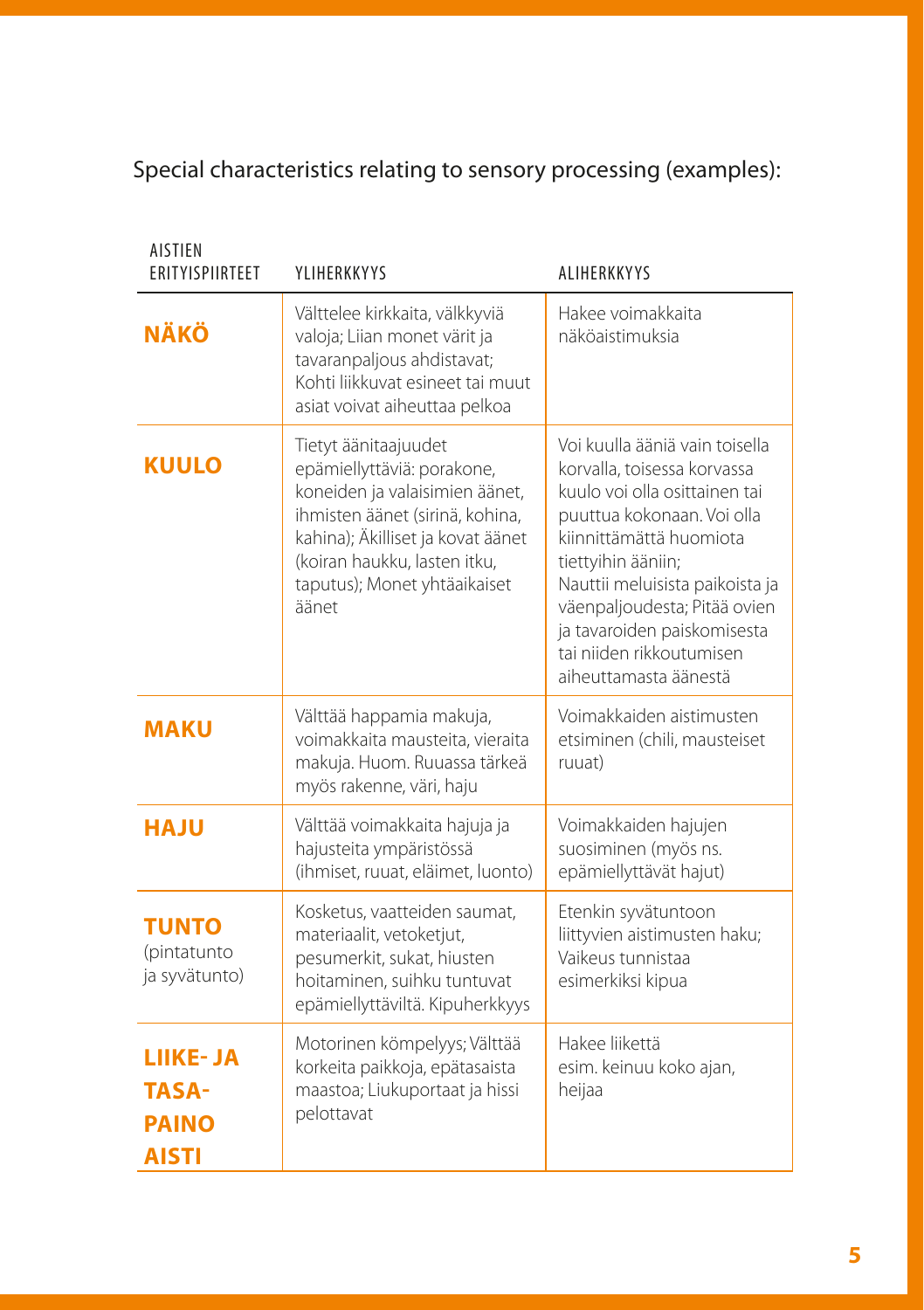Special characteristics relating to sensory processing (examples):

| AISTIEN ERITYISPIIRTEET | YLIHERKKYYS | ALIHERKKYYS |
|---|---|---|
| **NÄKÖ** | Välttelee kirkkaita, välkkyviä valoja; Liian monet värit ja tavaranpaljous ahdistavat; Kohti liikkuvat esineet tai muut asiat voivat aiheuttaa pelkoa | Hakee voimakkaita näköaistimuksia |
| **KUULO** | Tietyt äänitaajuudet epämiellyttäviä: porakone, koneiden ja valaisimien äänet, ihmisten äänet (sirinä, kohina, kahina); Äkilliset ja kovat äänet (koiran haukku, lasten itku, taputus); Monet yhtäaikaiset äänet | Voi kuulla ääniä vain toisella korvalla, toisessa korvassa kuulo voi olla osittainen tai puuttua kokonaan. Voi olla kiinnittämättä huomiota tiettyihin ääniin; Nauttii meluisista paikoista ja väenpaljoudesta; Pitää ovien ja tavaroiden paiskomisesta tai niiden rikkoutumisen aiheuttamasta äänestä |
| **MAKU** | Välttää happamia makuja, voimakkaita mausteita, vieraita makuja. Huom. Ruuassa tärkeä myös rakenne, väri, haju | Voimakkaiden aistimusten etsiminen (chili, mausteiset ruuat) |
| **HAJU** | Välttää voimakkaita hajuja ja hajusteita ympäristössä (ihmiset, ruuat, eläimet, luonto) | Voimakkaiden hajujen suosiminen (myös ns. epämiellyttävät hajut) |
| **TUNTO** (pintatunto ja syvätunto) | Kosketus, vaatteiden saumat, materiaalit, vetoketjut, pesumerkit, sukat, hiusten hoitaminen, suihku tuntuvat epämiellyttäviltä. Kipuherkkyys | Etenkin syvätuntoon liittyvien aistimusten haku; Vaikeus tunnistaa esimerkiksi kipua |
| **LIIKE- JA TASA-PAINO AISTI** | Motorinen kömpelyys; Välttää korkeita paikkoja, epätasaista maastoa; Liukuportaat ja hissi pelottavat | Hakee liikettä esim. keinuu koko ajan, heijaa |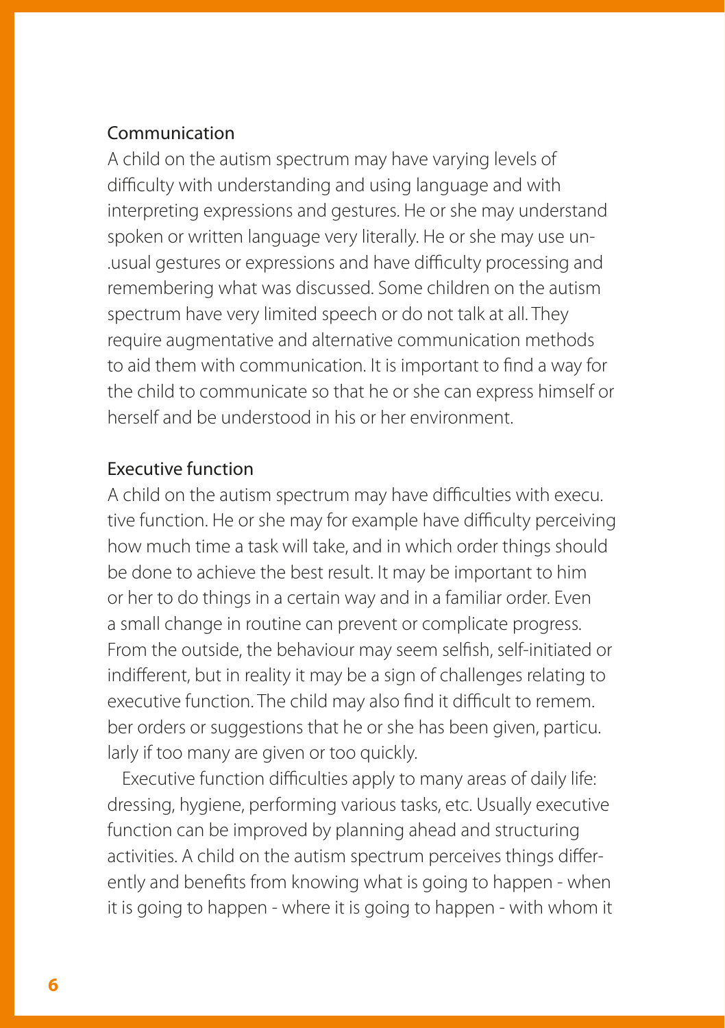## Communication

A child on the autism spectrum may have varying levels of difficulty with understanding and using language and with interpreting expressions and gestures. He or she may understand spoken or written language very literally. He or she may use unusual gestures or expressions and have difficulty processing and remembering what was discussed. Some children on the autism spectrum have very limited speech or do not talk at all. They require augmentative and alternative communication methods to aid them with communication. It is important to find a way for the child to communicate so that he or she can express himself or herself and be understood in his or her environment.

## Executive function

A child on the autism spectrum may have difficulties with executive function. He or she may for example have difficulty perceiving how much time a task will take, and in which order things should be done to achieve the best result. It may be important to him or her to do things in a certain way and in a familiar order. Even a small change in routine can prevent or complicate progress. From the outside, the behaviour may seem selfish, self-initiated or indifferent, but in reality it may be a sign of challenges relating to executive function. The child may also find it difficult to remember orders or suggestions that he or she has been given, particularly if too many are given or too quickly.

Executive function difficulties apply to many areas of daily life: dressing, hygiene, performing various tasks, etc. Usually executive function can be improved by planning ahead and structuring activities. A child on the autism spectrum perceives things differently and benefits from knowing what is going to happen - when it is going to happen - where it is going to happen - with whom it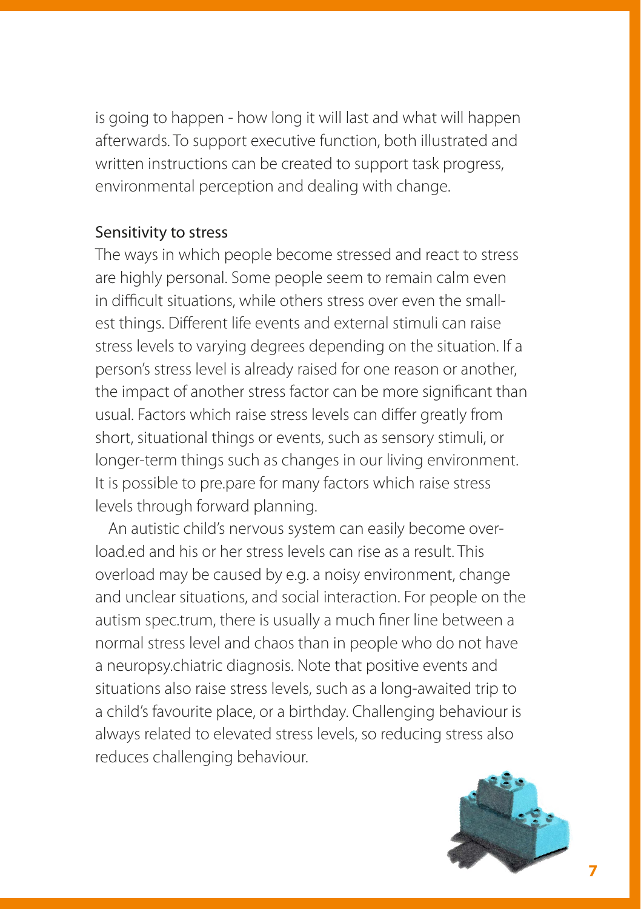is going to happen - how long it will last and what will happen afterwards. To support executive function, both illustrated and written instructions can be created to support task progress, environmental perception and dealing with change.

### Sensitivity to stress

The ways in which people become stressed and react to stress are highly personal. Some people seem to remain calm even in difficult situations, while others stress over even the smallest things. Different life events and external stimuli can raise stress levels to varying degrees depending on the situation. If a person's stress level is already raised for one reason or another, the impact of another stress factor can be more significant than usual. Factors which raise stress levels can differ greatly from short, situational things or events, such as sensory stimuli, or longer-term things such as changes in our living environment. It is possible to pre.pare for many factors which raise stress levels through forward planning.

An autistic child's nervous system can easily become overload.ed and his or her stress levels can rise as a result. This overload may be caused by e.g. a noisy environment, change and unclear situations, and social interaction. For people on the autism spec.trum, there is usually a much finer line between a normal stress level and chaos than in people who do not have a neuropsy.chiatric diagnosis. Note that positive events and situations also raise stress levels, such as a long-awaited trip to a child's favourite place, or a birthday. Challenging behaviour is always related to elevated stress levels, so reducing stress also reduces challenging behaviour.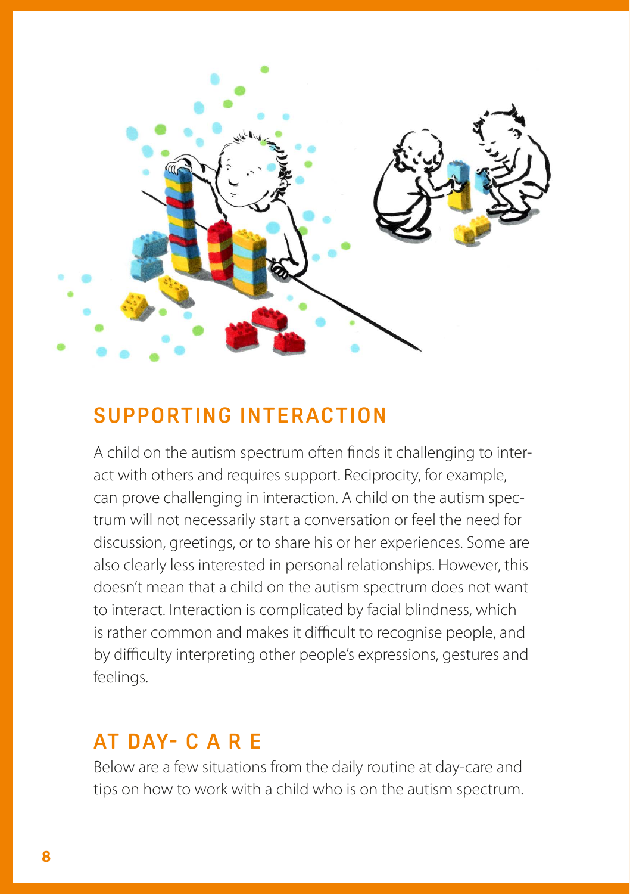## SUPPORTING INTERACTION

A child on the autism spectrum often finds it challenging to interact with others and requires support. Reciprocity, for example, can prove challenging in interaction. A child on the autism spectrum will not necessarily start a conversation or feel the need for discussion, greetings, or to share his or her experiences. Some are also clearly less interested in personal relationships. However, this doesn't mean that a child on the autism spectrum does not want to interact. Interaction is complicated by facial blindness, which is rather common and makes it difficult to recognise people, and by difficulty interpreting other people's expressions, gestures and feelings.

## AT DAY-CARE

Below are a few situations from the daily routine at day-care and tips on how to work with a child who is on the autism spectrum.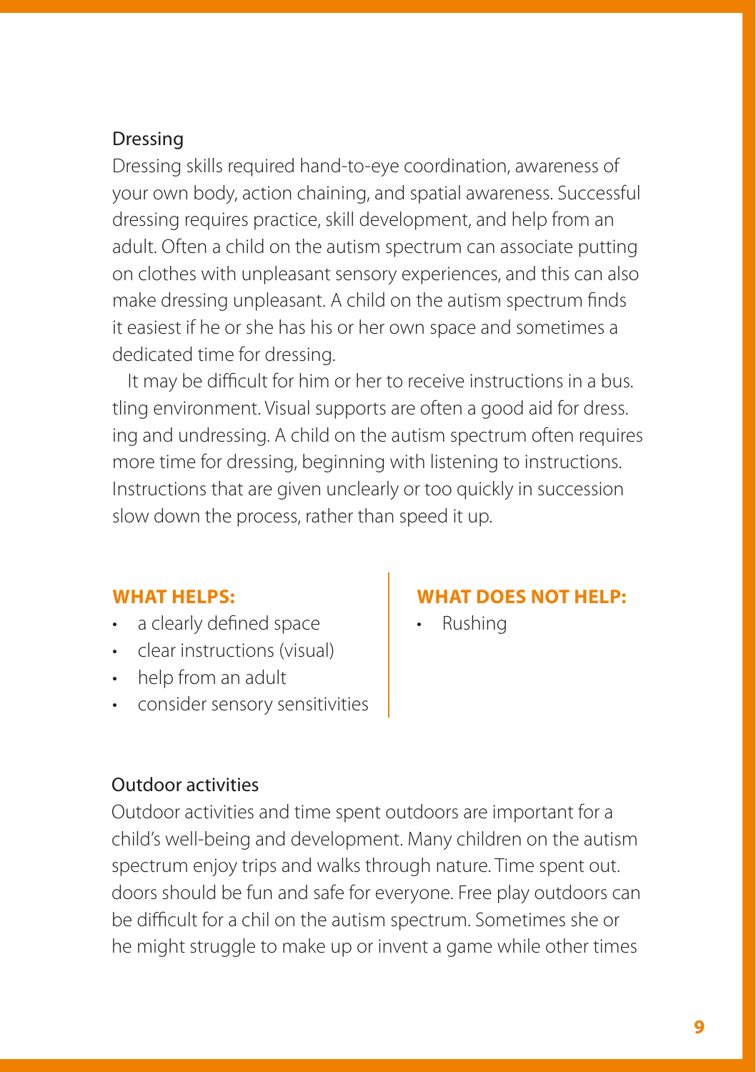## Dressing

Dressing skills required hand-to-eye coordination, awareness of your own body, action chaining, and spatial awareness. Successful dressing requires practice, skill development, and help from an adult. Often a child on the autism spectrum can associate putting on clothes with unpleasant sensory experiences, and this can also make dressing unpleasant. A child on the autism spectrum finds it easiest if he or she has his or her own space and sometimes a dedicated time for dressing.

It may be difficult for him or her to receive instructions in a bus. tling environment. Visual supports are often a good aid for dress. ing and undressing. A child on the autism spectrum often requires more time for dressing, beginning with listening to instructions. Instructions that are given unclearly or too quickly in succession slow down the process, rather than speed it up.

**WHAT HELPS:**

- a clearly defined space
- clear instructions (visual)
- help from an adult
- consider sensory sensitivities

**WHAT DOES NOT HELP:**

- Rushing

## Outdoor activities

Outdoor activities and time spent outdoors are important for a child's well-being and development. Many children on the autism spectrum enjoy trips and walks through nature. Time spent out. doors should be fun and safe for everyone. Free play outdoors can be difficult for a chil on the autism spectrum. Sometimes she or he might struggle to make up or invent a game while other times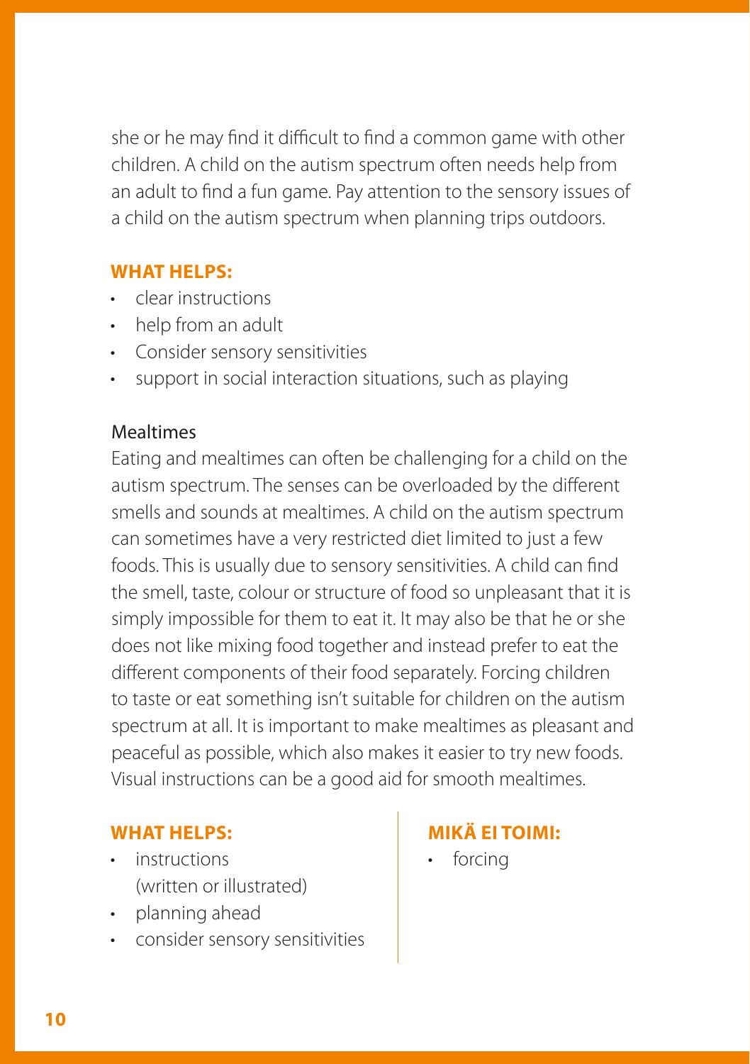she or he may find it difficult to find a common game with other children. A child on the autism spectrum often needs help from an adult to find a fun game. Pay attention to the sensory issues of a child on the autism spectrum when planning trips outdoors.

**WHAT HELPS:**

- clear instructions
- help from an adult
- Consider sensory sensitivities
- support in social interaction situations, such as playing

### Mealtimes

Eating and mealtimes can often be challenging for a child on the autism spectrum. The senses can be overloaded by the different smells and sounds at mealtimes. A child on the autism spectrum can sometimes have a very restricted diet limited to just a few foods. This is usually due to sensory sensitivities. A child can find the smell, taste, colour or structure of food so unpleasant that it is simply impossible for them to eat it. It may also be that he or she does not like mixing food together and instead prefer to eat the different components of their food separately. Forcing children to taste or eat something isn't suitable for children on the autism spectrum at all. It is important to make mealtimes as pleasant and peaceful as possible, which also makes it easier to try new foods. Visual instructions can be a good aid for smooth mealtimes.

**WHAT HELPS:**

- instructions (written or illustrated)
- planning ahead
- consider sensory sensitivities

**MIKÄ EI TOIMI:**

- forcing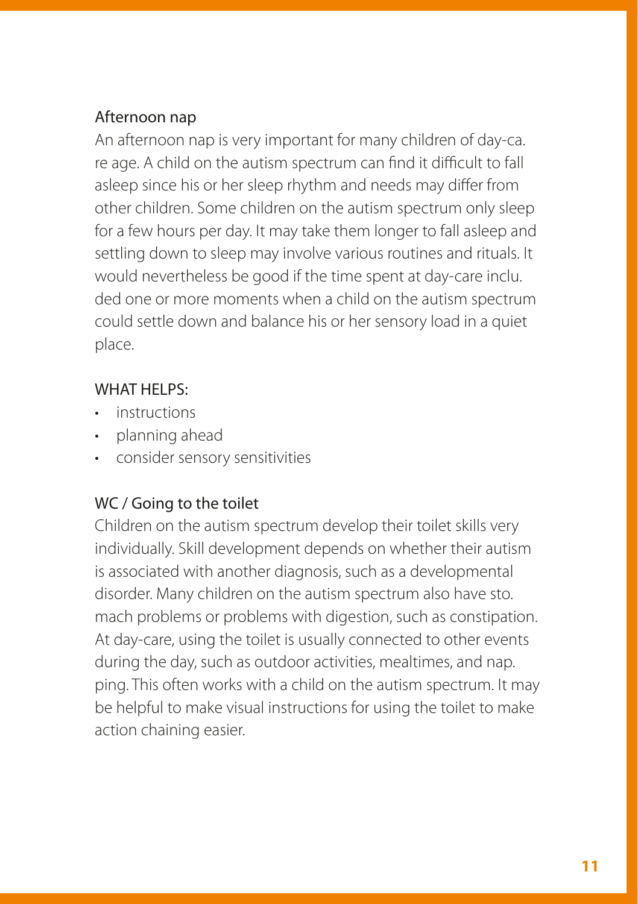## Afternoon nap

An afternoon nap is very important for many children of day-care age. A child on the autism spectrum can find it difficult to fall asleep since his or her sleep rhythm and needs may differ from other children. Some children on the autism spectrum only sleep for a few hours per day. It may take them longer to fall asleep and settling down to sleep may involve various routines and rituals. It would nevertheless be good if the time spent at day-care included one or more moments when a child on the autism spectrum could settle down and balance his or her sensory load in a quiet place.

WHAT HELPS:

- instructions
- planning ahead
- consider sensory sensitivities

## WC / Going to the toilet

Children on the autism spectrum develop their toilet skills very individually. Skill development depends on whether their autism is associated with another diagnosis, such as a developmental disorder. Many children on the autism spectrum also have stomach problems or problems with digestion, such as constipation. At day-care, using the toilet is usually connected to other events during the day, such as outdoor activities, mealtimes, and napping. This often works with a child on the autism spectrum. It may be helpful to make visual instructions for using the toilet to make action chaining easier.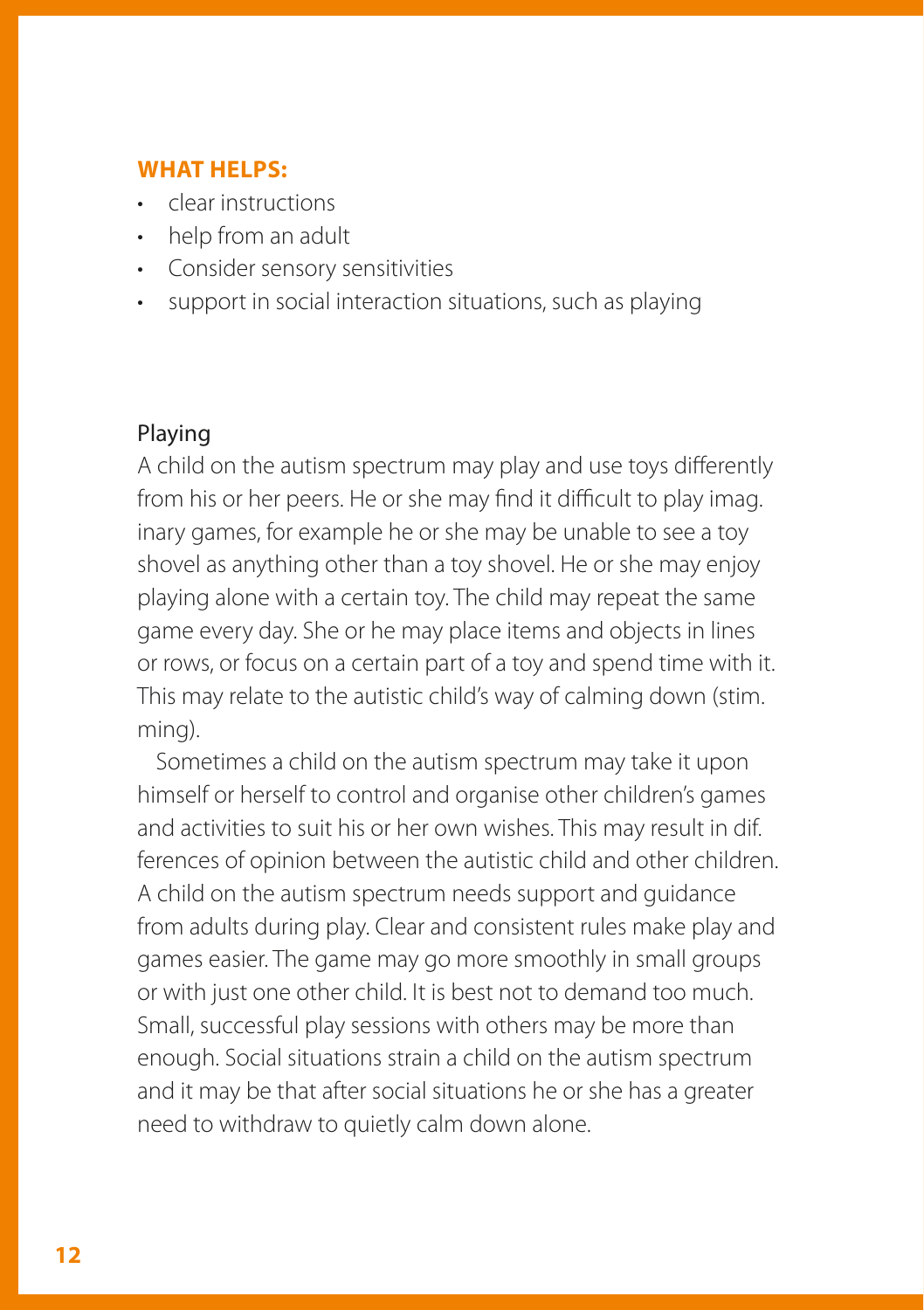**WHAT HELPS:**

- clear instructions
- help from an adult
- Consider sensory sensitivities
- support in social interaction situations, such as playing

## Playing

A child on the autism spectrum may play and use toys differently from his or her peers. He or she may find it difficult to play imag. inary games, for example he or she may be unable to see a toy shovel as anything other than a toy shovel. He or she may enjoy playing alone with a certain toy. The child may repeat the same game every day. She or he may place items and objects in lines or rows, or focus on a certain part of a toy and spend time with it. This may relate to the autistic child's way of calming down (stim. ming).

Sometimes a child on the autism spectrum may take it upon himself or herself to control and organise other children's games and activities to suit his or her own wishes. This may result in dif. ferences of opinion between the autistic child and other children. A child on the autism spectrum needs support and guidance from adults during play. Clear and consistent rules make play and games easier. The game may go more smoothly in small groups or with just one other child. It is best not to demand too much. Small, successful play sessions with others may be more than enough. Social situations strain a child on the autism spectrum and it may be that after social situations he or she has a greater need to withdraw to quietly calm down alone.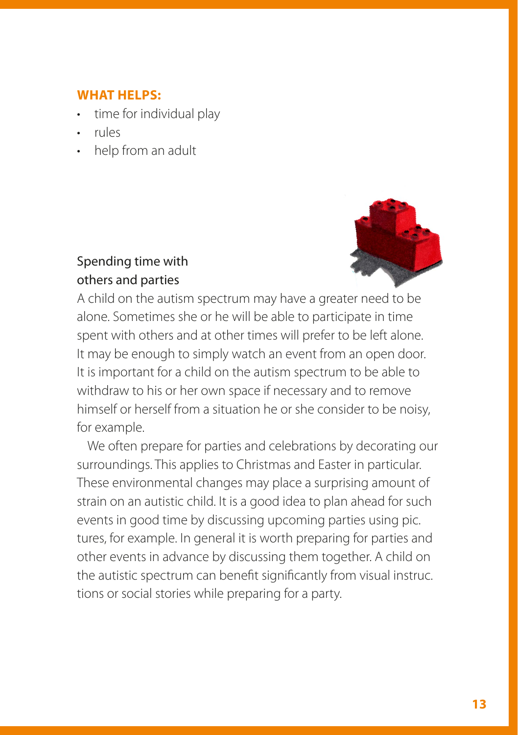**WHAT HELPS:**

- time for individual play
- rules
- help from an adult

### Spending time with others and parties

A child on the autism spectrum may have a greater need to be alone. Sometimes she or he will be able to participate in time spent with others and at other times will prefer to be left alone. It may be enough to simply watch an event from an open door. It is important for a child on the autism spectrum to be able to withdraw to his or her own space if necessary and to remove himself or herself from a situation he or she consider to be noisy, for example.

We often prepare for parties and celebrations by decorating our surroundings. This applies to Christmas and Easter in particular. These environmental changes may place a surprising amount of strain on an autistic child. It is a good idea to plan ahead for such events in good time by discussing upcoming parties using pictures, for example. In general it is worth preparing for parties and other events in advance by discussing them together. A child on the autistic spectrum can benefit significantly from visual instructions or social stories while preparing for a party.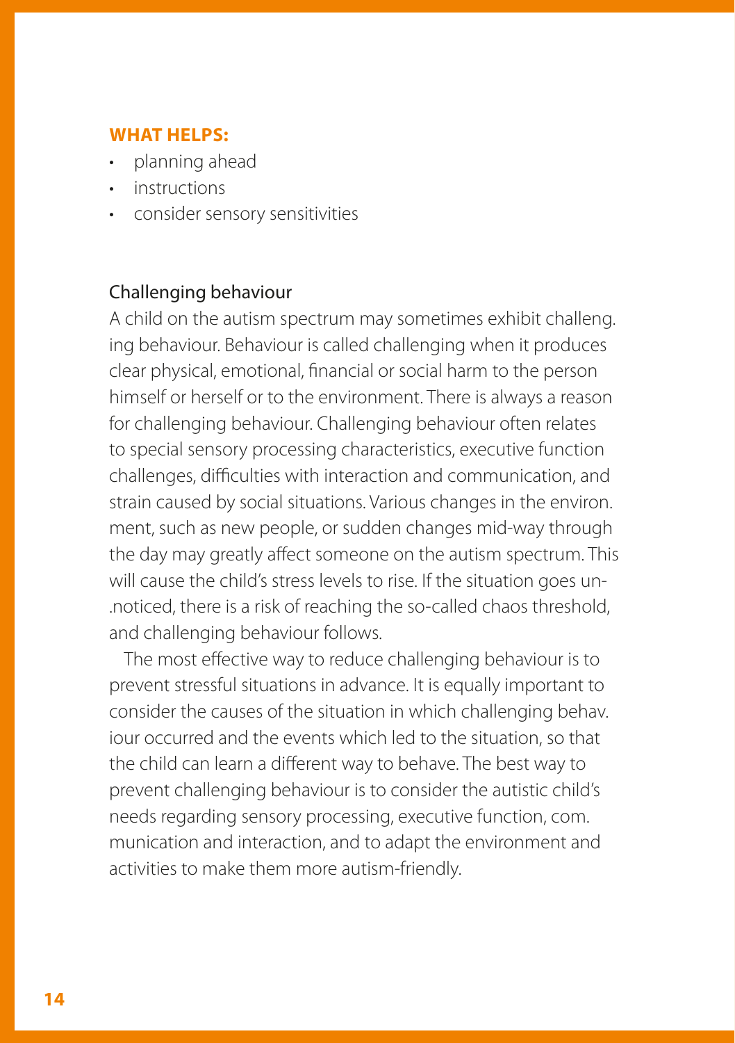**WHAT HELPS:**

- planning ahead
- instructions
- consider sensory sensitivities

## Challenging behaviour

A child on the autism spectrum may sometimes exhibit challenging behaviour. Behaviour is called challenging when it produces clear physical, emotional, financial or social harm to the person himself or herself or to the environment. There is always a reason for challenging behaviour. Challenging behaviour often relates to special sensory processing characteristics, executive function challenges, difficulties with interaction and communication, and strain caused by social situations. Various changes in the environment, such as new people, or sudden changes mid-way through the day may greatly affect someone on the autism spectrum. This will cause the child's stress levels to rise. If the situation goes unnoticed, there is a risk of reaching the so-called chaos threshold, and challenging behaviour follows.

The most effective way to reduce challenging behaviour is to prevent stressful situations in advance. It is equally important to consider the causes of the situation in which challenging behaviour occurred and the events which led to the situation, so that the child can learn a different way to behave. The best way to prevent challenging behaviour is to consider the autistic child's needs regarding sensory processing, executive function, communication and interaction, and to adapt the environment and activities to make them more autism-friendly.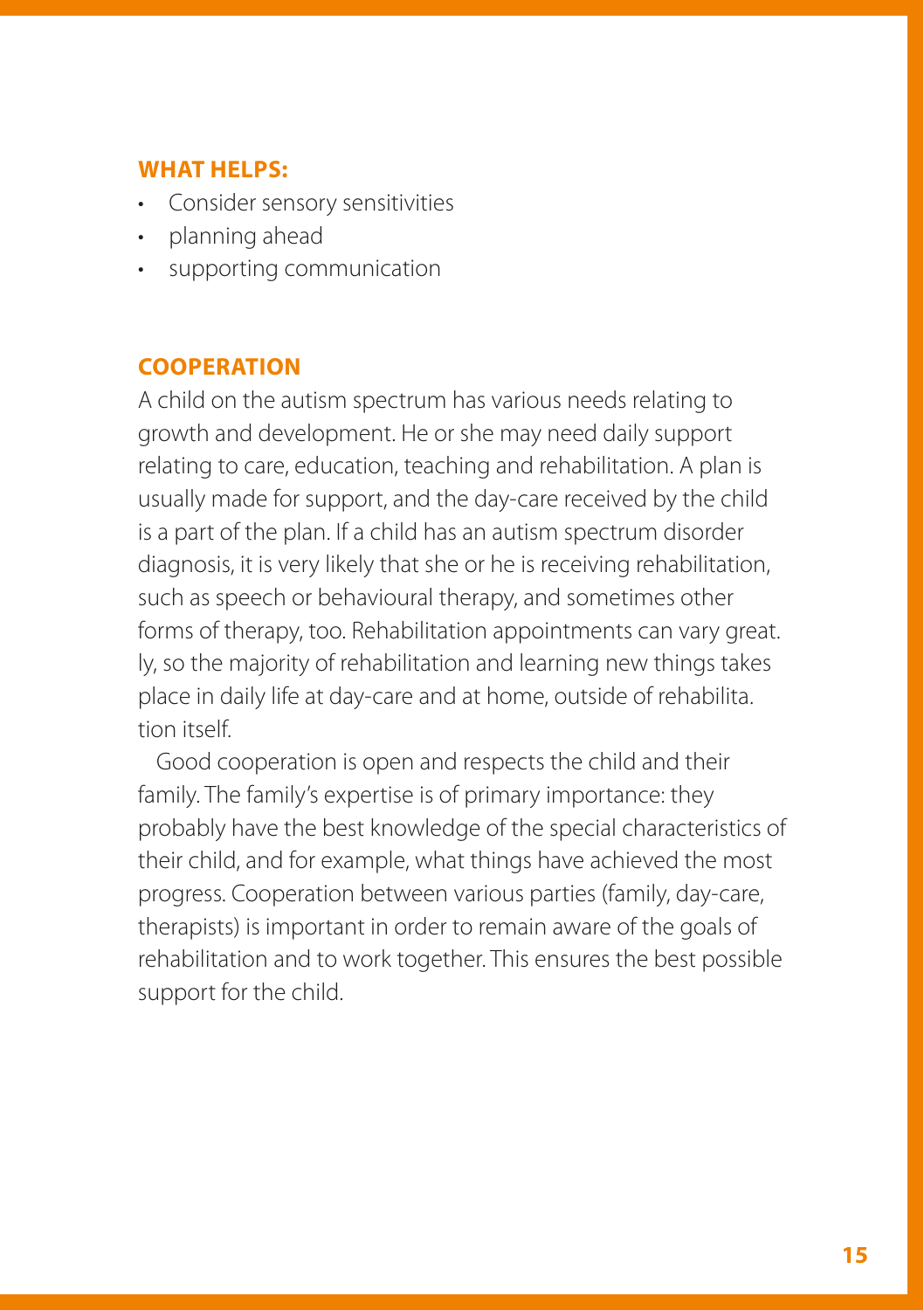**WHAT HELPS:**

- Consider sensory sensitivities
- planning ahead
- supporting communication

**COOPERATION**

A child on the autism spectrum has various needs relating to growth and development. He or she may need daily support relating to care, education, teaching and rehabilitation. A plan is usually made for support, and the day-care received by the child is a part of the plan. If a child has an autism spectrum disorder diagnosis, it is very likely that she or he is receiving rehabilitation, such as speech or behavioural therapy, and sometimes other forms of therapy, too. Rehabilitation appointments can vary great. ly, so the majority of rehabilitation and learning new things takes place in daily life at day-care and at home, outside of rehabilita. tion itself.

Good cooperation is open and respects the child and their family. The family's expertise is of primary importance: they probably have the best knowledge of the special characteristics of their child, and for example, what things have achieved the most progress. Cooperation between various parties (family, day-care, therapists) is important in order to remain aware of the goals of rehabilitation and to work together. This ensures the best possible support for the child.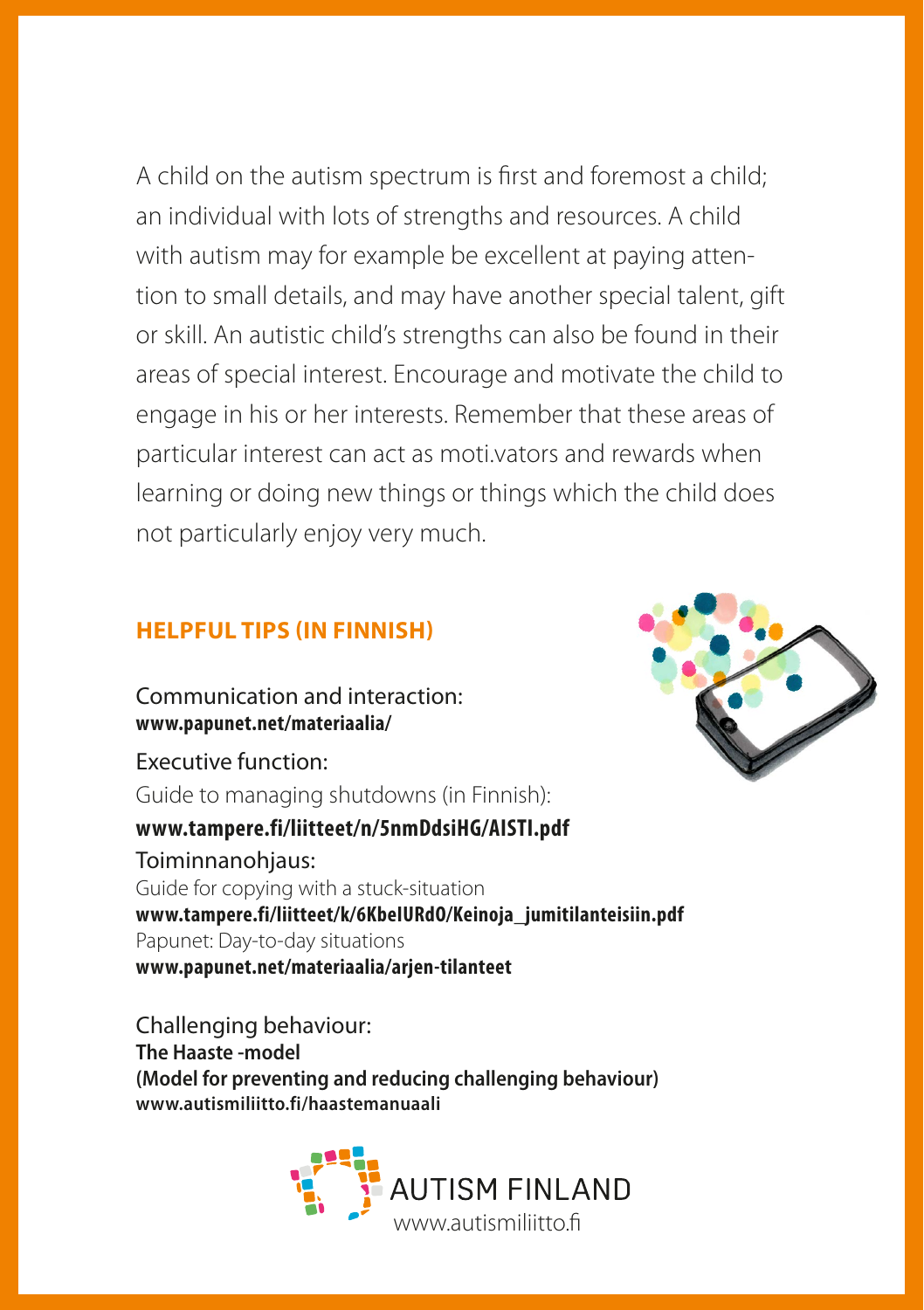A child on the autism spectrum is first and foremost a child; an individual with lots of strengths and resources. A child with autism may for example be excellent at paying attention to small details, and may have another special talent, gift or skill. An autistic child's strengths can also be found in their areas of special interest. Encourage and motivate the child to engage in his or her interests. Remember that these areas of particular interest can act as moti.vators and rewards when learning or doing new things or things which the child does not particularly enjoy very much.

## HELPFUL TIPS (IN FINNISH)

Communication and interaction:
**www.papunet.net/materiaalia/**

Executive function:
Guide to managing shutdowns (in Finnish):
**www.tampere.fi/liitteet/n/5nmDdsiHG/AISTI.pdf**
Toiminnanohjaus:
Guide for copying with a stuck-situation
**www.tampere.fi/liitteet/k/6KbeIURdO/Keinoja_jumitilanteisiin.pdf**
Papunet: Day-to-day situations
**www.papunet.net/materiaalia/arjen-tilanteet**

Challenging behaviour:
**The Haaste -model**
**(Model for preventing and reducing challenging behaviour)**
**www.autismiliitto.fi/haastemanuaali**

AUTISM FINLAND
www.autismiliitto.fi